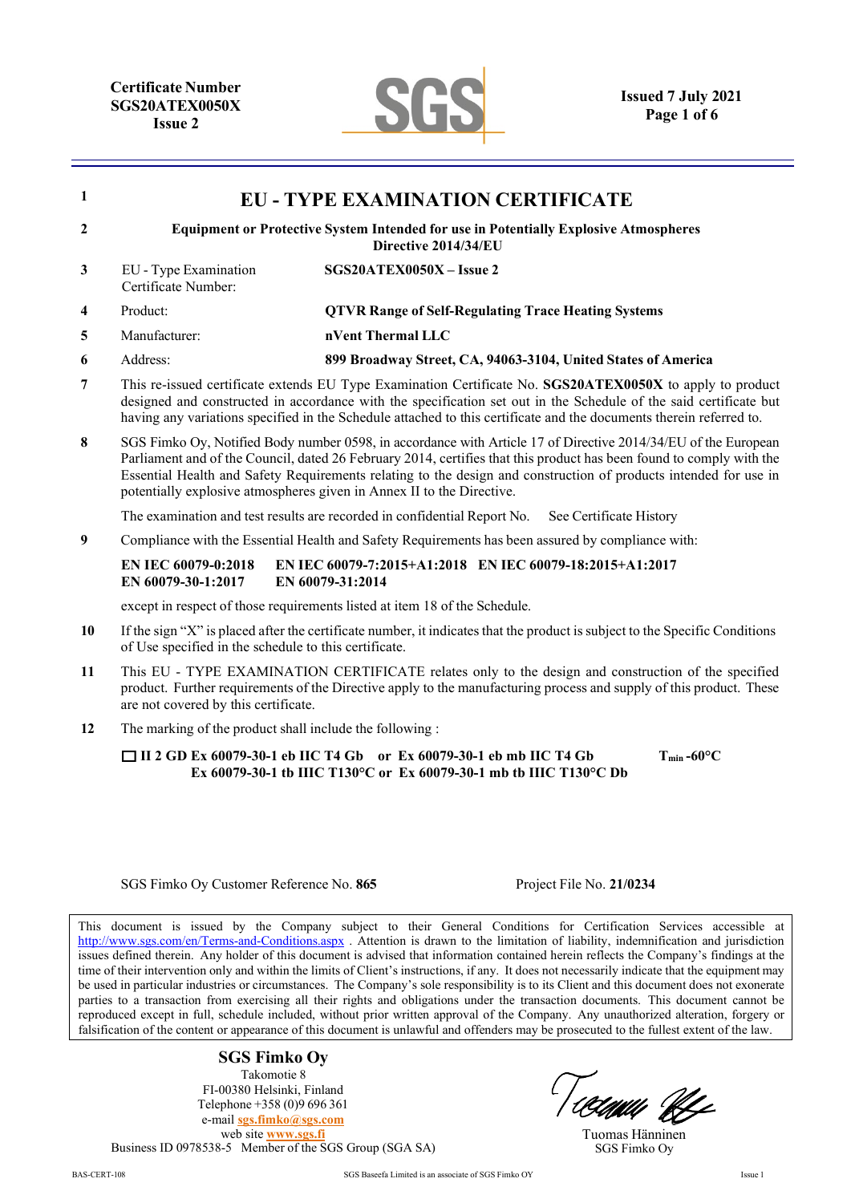Certificate Number
SGS20ATEX0050X
Issue 2

Issued 7 July 2021

# 1 EU - TYPE EXAMINATION CERTIFICATE

**2 Equipment or Protective System Intended for use in Potentially Explosive Atmospheres Directive 2014/34/EU**

| | | |
|---|---|---|
| 3 | EU - Type Examination Certificate Number: | **SGS20ATEX0050X – Issue 2** |
| 4 | Product: | **QTVR Range of Self-Regulating Trace Heating Systems** |
| 5 | Manufacturer: | **nVent Thermal LLC** |
| 6 | Address: | **899 Broadway Street, CA, 94063-3104, United States of America** |

**7** This re-issued certificate extends EU Type Examination Certificate No. **SGS20ATEX0050X** to apply to product designed and constructed in accordance with the specification set out in the Schedule of the said certificate but having any variations specified in the Schedule attached to this certificate and the documents therein referred to.

**8** SGS Fimko Oy, Notified Body number 0598, in accordance with Article 17 of Directive 2014/34/EU of the European Parliament and of the Council, dated 26 February 2014, certifies that this product has been found to comply with the Essential Health and Safety Requirements relating to the design and construction of products intended for use in potentially explosive atmospheres given in Annex II to the Directive.

The examination and test results are recorded in confidential Report No. See Certificate History

**9** Compliance with the Essential Health and Safety Requirements has been assured by compliance with:

**EN IEC 60079-0:2018 EN IEC 60079-7:2015+A1:2018 EN IEC 60079-18:2015+A1:2017**
**EN 60079-30-1:2017 EN 60079-31:2014**

except in respect of those requirements listed at item 18 of the Schedule.

**10** If the sign "X" is placed after the certificate number, it indicates that the product is subject to the Specific Conditions of Use specified in the schedule to this certificate.

**11** This EU - TYPE EXAMINATION CERTIFICATE relates only to the design and construction of the specified product. Further requirements of the Directive apply to the manufacturing process and supply of this product. These are not covered by this certificate.

**12** The marking of the product shall include the following :

**☐ II 2 GD Ex 60079-30-1 eb IIC T4 Gb or Ex 60079-30-1 eb mb IIC T4 Gb** **$T_{min}$ -60°C**
**Ex 60079-30-1 tb IIIC T130°C or Ex 60079-30-1 mb tb IIIC T130°C Db**

SGS Fimko Oy Customer Reference No. **865** Project File No. **21/0234**

This document is issued by the Company subject to their General Conditions for Certification Services accessible at http://www.sgs.com/en/Terms-and-Conditions.aspx . Attention is drawn to the limitation of liability, indemnification and jurisdiction issues defined therein. Any holder of this document is advised that information contained herein reflects the Company's findings at the time of their intervention only and within the limits of Client's instructions, if any. It does not necessarily indicate that the equipment may be used in particular industries or circumstances. The Company's sole responsibility is to its Client and this document does not exonerate parties to a transaction from exercising all their rights and obligations under the transaction documents. This document cannot be reproduced except in full, schedule included, without prior written approval of the Company. Any unauthorized alteration, forgery or falsification of the content or appearance of this document is unlawful and offenders may be prosecuted to the fullest extent of the law.

**SGS Fimko Oy**
Takomotie 8
FI-00380 Helsinki, Finland
Telephone +358 (0)9 696 361
e-mail sgs.fimko@sgs.com
web site www.sgs.fi
Business ID 0978538-5 Member of the SGS Group (SGA SA)

Tuomas Hänninen
SGS Fimko Oy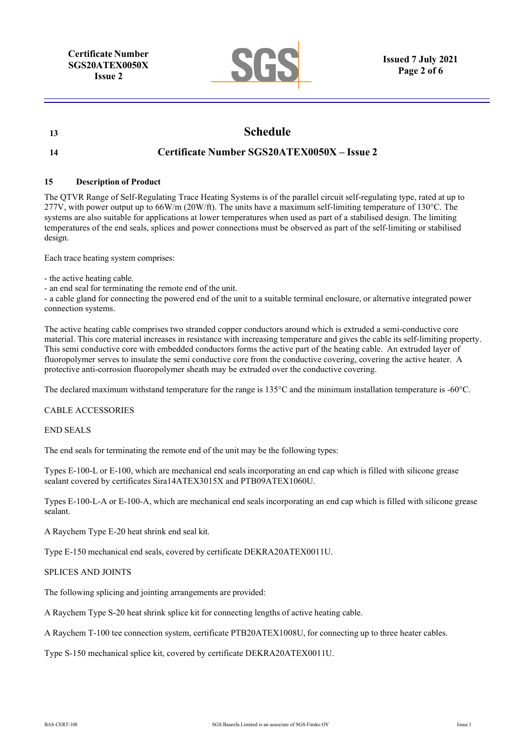## 13 Schedule

## 14 Certificate Number SGS20ATEX0050X – Issue 2

### 15 Description of Product

The QTVR Range of Self-Regulating Trace Heating Systems is of the parallel circuit self-regulating type, rated at up to 277V, with power output up to 66W/m (20W/ft). The units have a maximum self-limiting temperature of 130°C. The systems are also suitable for applications at lower temperatures when used as part of a stabilised design. The limiting temperatures of the end seals, splices and power connections must be observed as part of the self-limiting or stabilised design.

Each trace heating system comprises:

- the active heating cable.
- an end seal for terminating the remote end of the unit.
- a cable gland for connecting the powered end of the unit to a suitable terminal enclosure, or alternative integrated power connection systems.

The active heating cable comprises two stranded copper conductors around which is extruded a semi-conductive core material. This core material increases in resistance with increasing temperature and gives the cable its self-limiting property. This semi conductive core with embedded conductors forms the active part of the heating cable. An extruded layer of fluoropolymer serves to insulate the semi conductive core from the conductive covering, covering the active heater. A protective anti-corrosion fluoropolymer sheath may be extruded over the conductive covering.

The declared maximum withstand temperature for the range is 135°C and the minimum installation temperature is -60°C.

CABLE ACCESSORIES

END SEALS

The end seals for terminating the remote end of the unit may be the following types:

Types E-100-L or E-100, which are mechanical end seals incorporating an end cap which is filled with silicone grease sealant covered by certificates Sira14ATEX3015X and PTB09ATEX1060U.

Types E-100-L-A or E-100-A, which are mechanical end seals incorporating an end cap which is filled with silicone grease sealant.

A Raychem Type E-20 heat shrink end seal kit.

Type E-150 mechanical end seals, covered by certificate DEKRA20ATEX0011U.

SPLICES AND JOINTS

The following splicing and jointing arrangements are provided:

A Raychem Type S-20 heat shrink splice kit for connecting lengths of active heating cable.

A Raychem T-100 tee connection system, certificate PTB20ATEX1008U, for connecting up to three heater cables.

Type S-150 mechanical splice kit, covered by certificate DEKRA20ATEX0011U.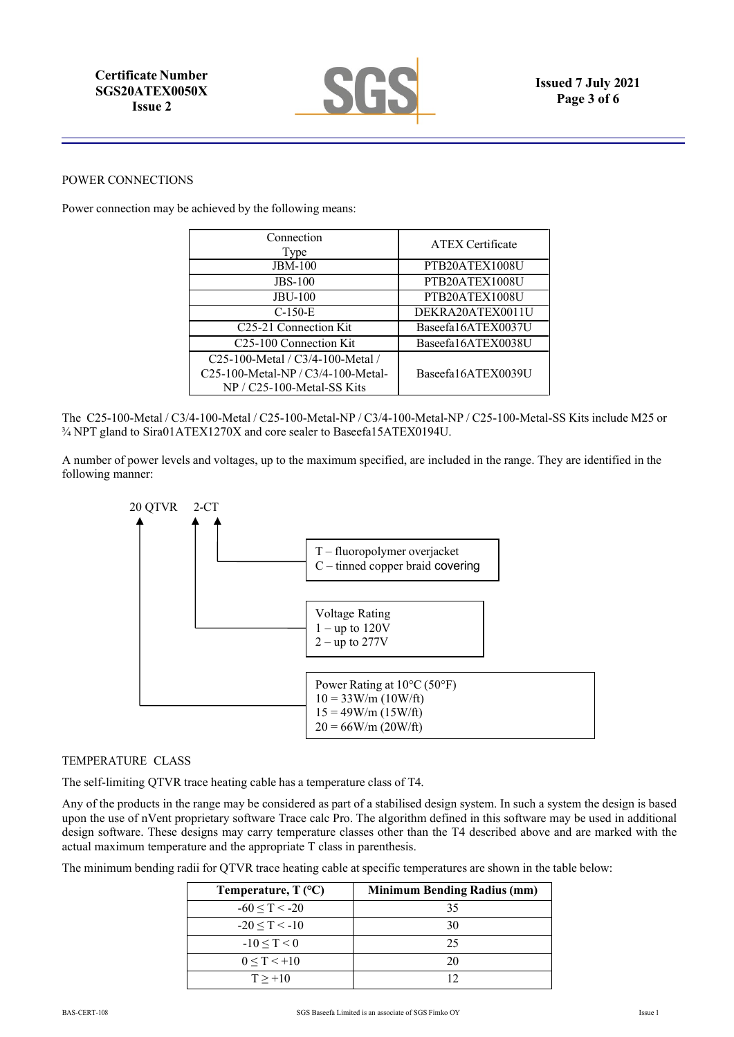POWER CONNECTIONS

Power connection may be achieved by the following means:

| Connection Type | ATEX Certificate |
|---|---|
| JBM-100 | PTB20ATEX1008U |
| JBS-100 | PTB20ATEX1008U |
| JBU-100 | PTB20ATEX1008U |
| C-150-E | DEKRA20ATEX0011U |
| C25-21 Connection Kit | Baseefa16ATEX0037U |
| C25-100 Connection Kit | Baseefa16ATEX0038U |
| C25-100-Metal / C3/4-100-Metal / C25-100-Metal-NP / C3/4-100-Metal-NP / C25-100-Metal-SS Kits | Baseefa16ATEX0039U |

The C25-100-Metal / C3/4-100-Metal / C25-100-Metal-NP / C3/4-100-Metal-NP / C25-100-Metal-SS Kits include M25 or ¾ NPT gland to Sira01ATEX1270X and core sealer to Baseefa15ATEX0194U.

A number of power levels and voltages, up to the maximum specified, are included in the range. They are identified in the following manner:

20 QTVR 2-CT

- T – fluoropolymer overjacket
  C – tinned copper braid covering
- Voltage Rating
  1 – up to 120V
  2 – up to 277V
- Power Rating at 10°C (50°F)
  10 = 33W/m (10W/ft)
  15 = 49W/m (15W/ft)
  20 = 66W/m (20W/ft)

TEMPERATURE CLASS

The self-limiting QTVR trace heating cable has a temperature class of T4.

Any of the products in the range may be considered as part of a stabilised design system. In such a system the design is based upon the use of nVent proprietary software Trace calc Pro. The algorithm defined in this software may be used in additional design software. These designs may carry temperature classes other than the T4 described above and are marked with the actual maximum temperature and the appropriate T class in parenthesis.

The minimum bending radii for QTVR trace heating cable at specific temperatures are shown in the table below:

| Temperature, T (°C) | Minimum Bending Radius (mm) |
|---|---|
| $-60 \leq T < -20$ | 35 |
| $-20 \leq T < -10$ | 30 |
| $-10 \leq T < 0$ | 25 |
| $0 \leq T < +10$ | 20 |
| $T \geq +10$ | 12 |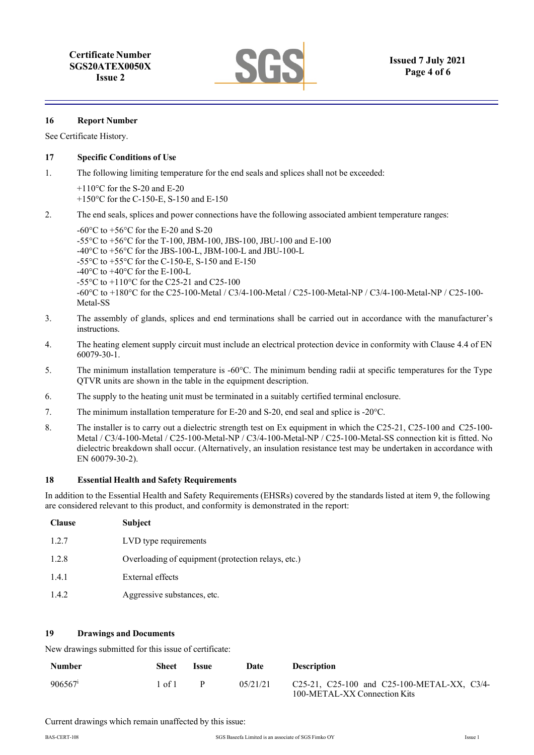## 16 Report Number

See Certificate History.

## 17 Specific Conditions of Use

1. The following limiting temperature for the end seals and splices shall not be exceeded:

   +110°C for the S-20 and E-20
   +150°C for the C-150-E, S-150 and E-150

2. The end seals, splices and power connections have the following associated ambient temperature ranges:

   -60°C to +56°C for the E-20 and S-20
   -55°C to +56°C for the T-100, JBM-100, JBS-100, JBU-100 and E-100
   -40°C to +56°C for the JBS-100-L, JBM-100-L and JBU-100-L
   -55°C to +55°C for the C-150-E, S-150 and E-150
   -40°C to +40°C for the E-100-L
   -55°C to +110°C for the C25-21 and C25-100
   -60°C to +180°C for the C25-100-Metal / C3/4-100-Metal / C25-100-Metal-NP / C3/4-100-Metal-NP / C25-100-Metal-SS

3. The assembly of glands, splices and end terminations shall be carried out in accordance with the manufacturer's instructions.
4. The heating element supply circuit must include an electrical protection device in conformity with Clause 4.4 of EN 60079-30-1.
5. The minimum installation temperature is -60°C. The minimum bending radii at specific temperatures for the Type QTVR units are shown in the table in the equipment description.
6. The supply to the heating unit must be terminated in a suitably certified terminal enclosure.
7. The minimum installation temperature for E-20 and S-20, end seal and splice is -20°C.
8. The installer is to carry out a dielectric strength test on Ex equipment in which the C25-21, C25-100 and C25-100-Metal / C3/4-100-Metal / C25-100-Metal-NP / C3/4-100-Metal-NP / C25-100-Metal-SS connection kit is fitted. No dielectric breakdown shall occur. (Alternatively, an insulation resistance test may be undertaken in accordance with EN 60079-30-2).

## 18 Essential Health and Safety Requirements

In addition to the Essential Health and Safety Requirements (EHSRs) covered by the standards listed at item 9, the following are considered relevant to this product, and conformity is demonstrated in the report:

| Clause | Subject |
|---|---|
| 1.2.7 | LVD type requirements |
| 1.2.8 | Overloading of equipment (protection relays, etc.) |
| 1.4.1 | External effects |
| 1.4.2 | Aggressive substances, etc. |

## 19 Drawings and Documents

New drawings submitted for this issue of certificate:

| Number | Sheet | Issue | Date | Description |
|---|---|---|---|---|
| 906567[i] | 1 of 1 | P | 05/21/21 | C25-21, C25-100 and C25-100-METAL-XX, C3/4-100-METAL-XX Connection Kits |

Current drawings which remain unaffected by this issue: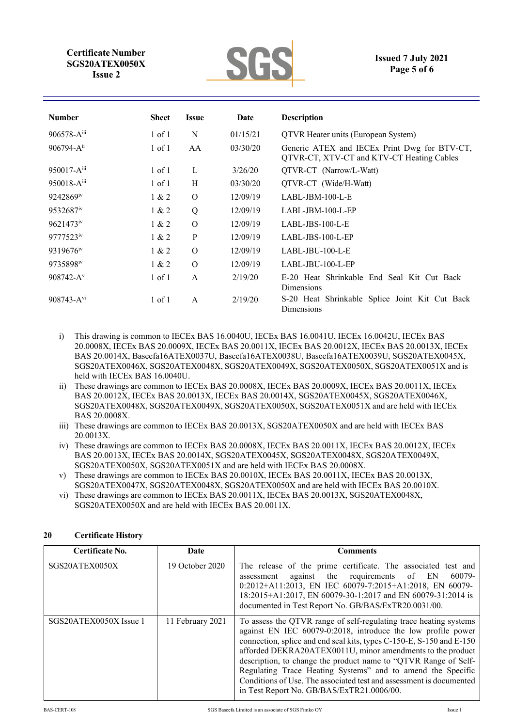| Number | Sheet | Issue | Date | Description |
|---|---|---|---|---|
| 906578-A[iii] | 1 of 1 | N | 01/15/21 | QTVR Heater units (European System) |
| 906794-A[ii] | 1 of 1 | AA | 03/30/20 | Generic ATEX and IECEx Print Dwg for BTV-CT, QTVR-CT, XTV-CT and KTV-CT Heating Cables |
| 950017-A[iii] | 1 of 1 | L | 3/26/20 | QTVR-CT (Narrow/L-Watt) |
| 950018-A[iii] | 1 of 1 | H | 03/30/20 | QTVR-CT (Wide/H-Watt) |
| 9242869[iv] | 1 & 2 | O | 12/09/19 | LABL-JBM-100-L-E |
| 9532687[iv] | 1 & 2 | Q | 12/09/19 | LABL-JBM-100-L-EP |
| 9621473[iv] | 1 & 2 | O | 12/09/19 | LABL-JBS-100-L-E |
| 9777523[iv] | 1 & 2 | P | 12/09/19 | LABL-JBS-100-L-EP |
| 9319676[iv] | 1 & 2 | O | 12/09/19 | LABL-JBU-100-L-E |
| 9735898[iv] | 1 & 2 | O | 12/09/19 | LABL-JBU-100-L-EP |
| 908742-A[v] | 1 of 1 | A | 2/19/20 | E-20 Heat Shrinkable End Seal Kit Cut Back Dimensions |
| 908743-A[vi] | 1 of 1 | A | 2/19/20 | S-20 Heat Shrinkable Splice Joint Kit Cut Back Dimensions |

i) This drawing is common to IECEx BAS 16.0040U, IECEx BAS 16.0041U, IECEx 16.0042U, IECEx BAS 20.0008X, IECEx BAS 20.0009X, IECEx BAS 20.0011X, IECEx BAS 20.0012X, IECEx BAS 20.0013X, IECEx BAS 20.0014X, Baseefa16ATEX0037U, Baseefa16ATEX0038U, Baseefa16ATEX0039U, SGS20ATEX0045X, SGS20ATEX0046X, SGS20ATEX0048X, SGS20ATEX0049X, SGS20ATEX0050X, SGS20ATEX0051X and is held with IECEx BAS 16.0040U.

ii) These drawings are common to IECEx BAS 20.0008X, IECEx BAS 20.0009X, IECEx BAS 20.0011X, IECEx BAS 20.0012X, IECEx BAS 20.0013X, IECEx BAS 20.0014X, SGS20ATEX0045X, SGS20ATEX0046X, SGS20ATEX0048X, SGS20ATEX0049X, SGS20ATEX0050X, SGS20ATEX0051X and are held with IECEx BAS 20.0008X.

iii) These drawings are common to IECEx BAS 20.0013X, SGS20ATEX0050X and are held with IECEx BAS 20.0013X.

iv) These drawings are common to IECEx BAS 20.0008X, IECEx BAS 20.0011X, IECEx BAS 20.0012X, IECEx BAS 20.0013X, IECEx BAS 20.0014X, SGS20ATEX0045X, SGS20ATEX0048X, SGS20ATEX0049X, SGS20ATEX0050X, SGS20ATEX0051X and are held with IECEx BAS 20.0008X.

v) These drawings are common to IECEx BAS 20.0010X, IECEx BAS 20.0011X, IECEx BAS 20.0013X, SGS20ATEX0047X, SGS20ATEX0048X, SGS20ATEX0050X and are held with IECEx BAS 20.0010X.

vi) These drawings are common to IECEx BAS 20.0011X, IECEx BAS 20.0013X, SGS20ATEX0048X, SGS20ATEX0050X and are held with IECEx BAS 20.0011X.

## 20 Certificate History

| Certificate No. | Date | Comments |
|---|---|---|
| SGS20ATEX0050X | 19 October 2020 | The release of the prime certificate. The associated test and assessment against the requirements of EN 60079-0:2012+A11:2013, EN IEC 60079-7:2015+A1:2018, EN 60079-18:2015+A1:2017, EN 60079-30-1:2017 and EN 60079-31:2014 is documented in Test Report No. GB/BAS/ExTR20.0031/00. |
| SGS20ATEX0050X Issue 1 | 11 February 2021 | To assess the QTVR range of self-regulating trace heating systems against EN IEC 60079-0:2018, introduce the low profile power connection, splice and end seal kits, types C-150-E, S-150 and E-150 afforded DEKRA20ATEX0011U, minor amendments to the product description, to change the product name to "QTVR Range of Self-Regulating Trace Heating Systems" and to amend the Specific Conditions of Use. The associated test and assessment is documented in Test Report No. GB/BAS/ExTR21.0006/00. |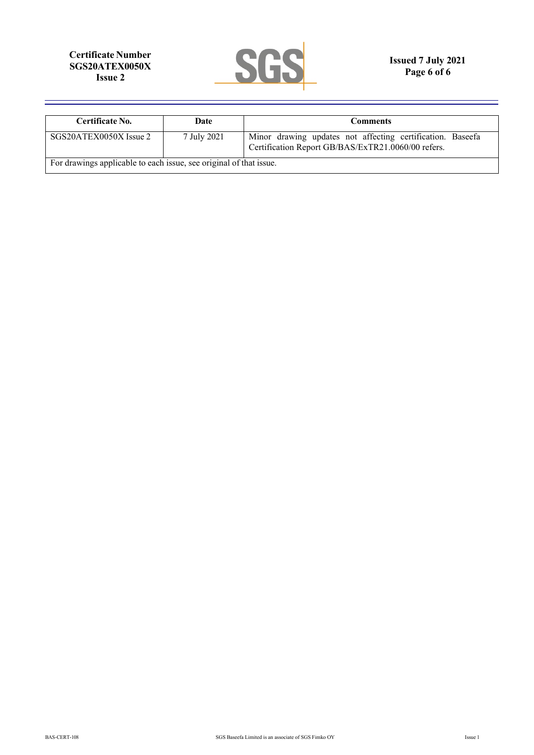| Certificate No. | Date | Comments |
|---|---|---|
| SGS20ATEX0050X Issue 2 | 7 July 2021 | Minor drawing updates not affecting certification. Baseefa Certification Report GB/BAS/ExTR21.0060/00 refers. |
| For drawings applicable to each issue, see original of that issue. | | |